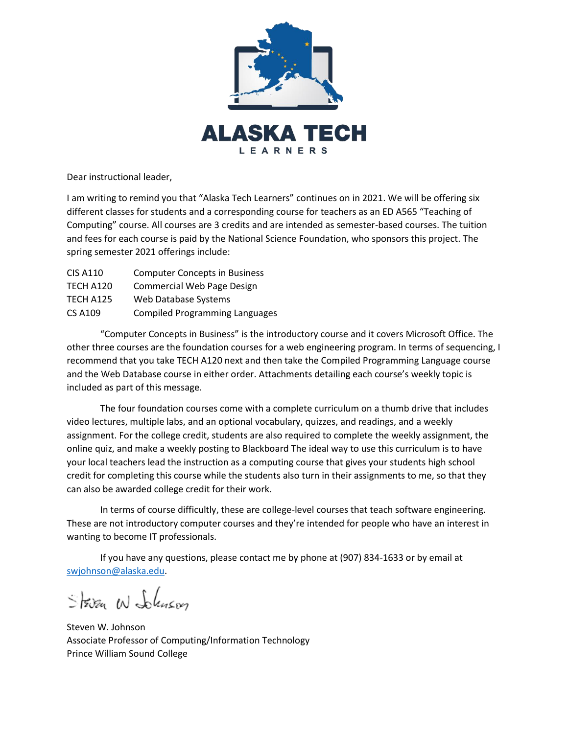# ALASKA TECH

LEARNERS

Dear instructional leader,

I am writing to remind you that "Alaska Tech Learners" continues on in 2021. We will be offering six different classes for students and a corresponding course for teachers as an ED A565 "Teaching of Computing" course. All courses are 3 credits and are intended as semester-based courses. The tuition and fees for each course is paid by the National Science Foundation, who sponsors this project. The spring semester 2021 offerings include:

| | |
|---|---|
| CIS A110 | Computer Concepts in Business |
| TECH A120 | Commercial Web Page Design |
| TECH A125 | Web Database Systems |
| CS A109 | Compiled Programming Languages |

"Computer Concepts in Business" is the introductory course and it covers Microsoft Office. The other three courses are the foundation courses for a web engineering program. In terms of sequencing, I recommend that you take TECH A120 next and then take the Compiled Programming Language course and the Web Database course in either order. Attachments detailing each course's weekly topic is included as part of this message.

The four foundation courses come with a complete curriculum on a thumb drive that includes video lectures, multiple labs, and an optional vocabulary, quizzes, and readings, and a weekly assignment. For the college credit, students are also required to complete the weekly assignment, the online quiz, and make a weekly posting to Blackboard The ideal way to use this curriculum is to have your local teachers lead the instruction as a computing course that gives your students high school credit for completing this course while the students also turn in their assignments to me, so that they can also be awarded college credit for their work.

In terms of course difficultly, these are college-level courses that teach software engineering. These are not introductory computer courses and they're intended for people who have an interest in wanting to become IT professionals.

If you have any questions, please contact me by phone at (907) 834-1633 or by email at swjohnson@alaska.edu.

Steven W. Johnson
Associate Professor of Computing/Information Technology
Prince William Sound College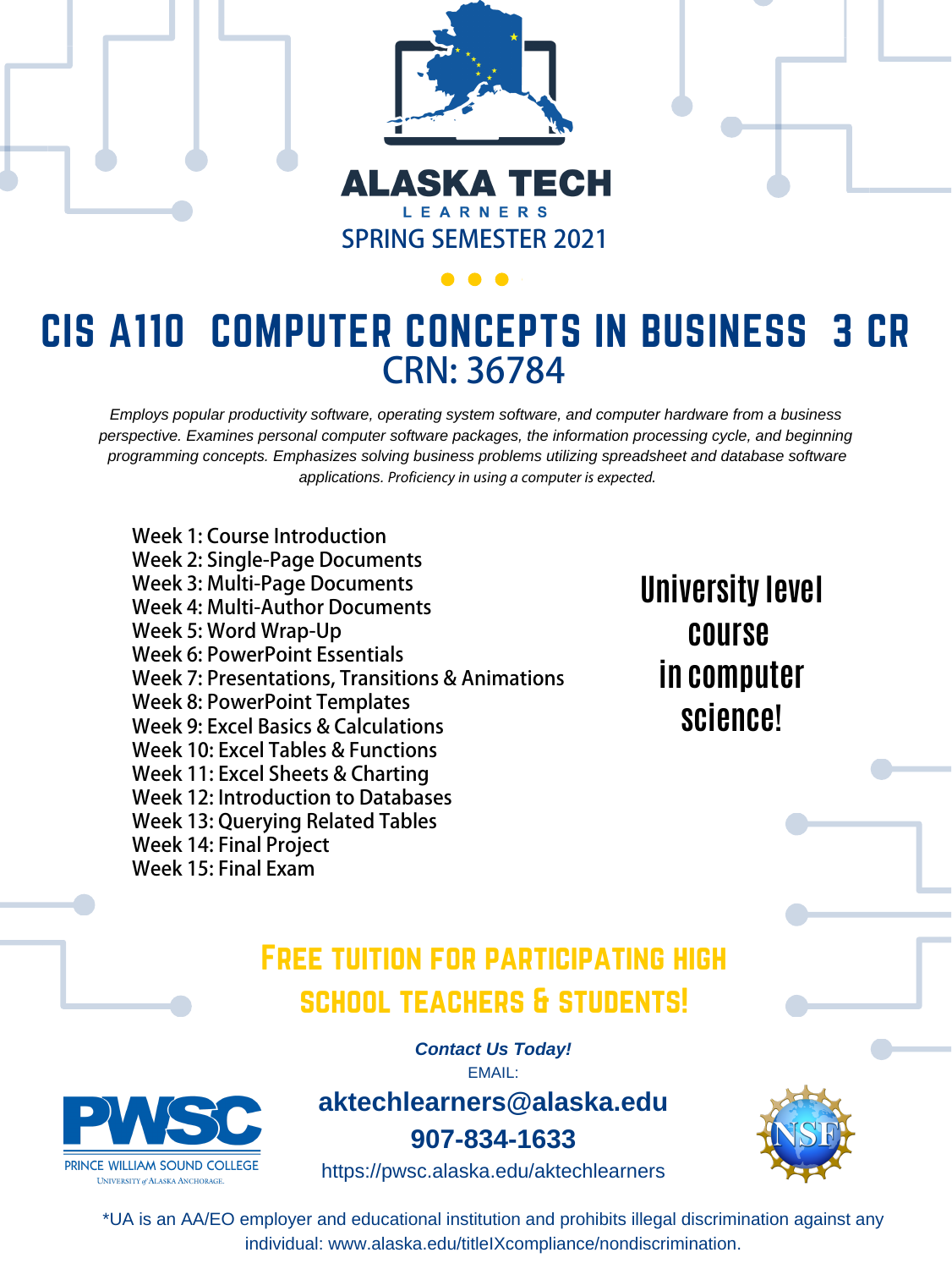# ALASKA TECH

LEARNERS

SPRING SEMESTER 2021

## CIS A110 COMPUTER CONCEPTS IN BUSINESS 3 CR

CRN: 36784

*Employs popular productivity software, operating system software, and computer hardware from a business perspective. Examines personal computer software packages, the information processing cycle, and beginning programming concepts. Emphasizes solving business problems utilizing spreadsheet and database software applications. Proficiency in using a computer is expected.*

Week 1: Course Introduction
Week 2: Single-Page Documents
Week 3: Multi-Page Documents
Week 4: Multi-Author Documents
Week 5: Word Wrap-Up
Week 6: PowerPoint Essentials
Week 7: Presentations, Transitions & Animations
Week 8: PowerPoint Templates
Week 9: Excel Basics & Calculations
Week 10: Excel Tables & Functions
Week 11: Excel Sheets & Charting
Week 12: Introduction to Databases
Week 13: Querying Related Tables
Week 14: Final Project
Week 15: Final Exam

**University level course in computer science!**

**FREE TUITION FOR PARTICIPATING HIGH SCHOOL TEACHERS & STUDENTS!**

***Contact Us Today!***

EMAIL:

**aktechlearners@alaska.edu**

**907-834-1633**

https://pwsc.alaska.edu/aktechlearners

PWSC
PRINCE WILLIAM SOUND COLLEGE
UNIVERSITY of ALASKA ANCHORAGE

NSF

*UA is an AA/EO employer and educational institution and prohibits illegal discrimination against any individual: www.alaska.edu/titleIXcompliance/nondiscrimination.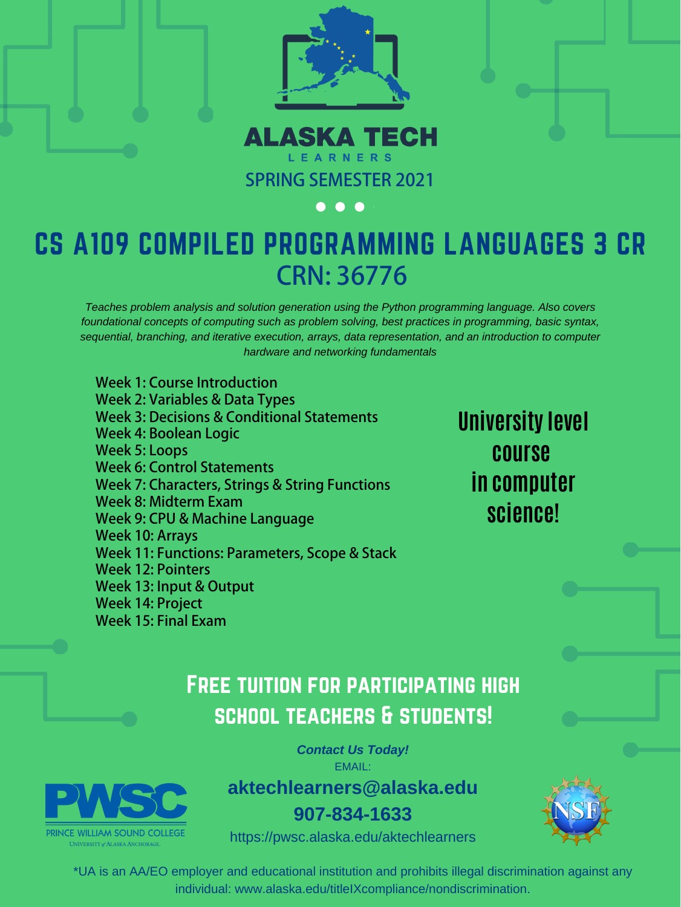# ALASKA TECH

LEARNERS

SPRING SEMESTER 2021

## CS A109 COMPILED PROGRAMMING LANGUAGES 3 CR

## CRN: 36776

*Teaches problem analysis and solution generation using the Python programming language. Also covers foundational concepts of computing such as problem solving, best practices in programming, basic syntax, sequential, branching, and iterative execution, arrays, data representation, and an introduction to computer hardware and networking fundamentals*

- Week 1: Course Introduction
- Week 2: Variables & Data Types
- Week 3: Decisions & Conditional Statements
- Week 4: Boolean Logic
- Week 5: Loops
- Week 6: Control Statements
- Week 7: Characters, Strings & String Functions
- Week 8: Midterm Exam
- Week 9: CPU & Machine Language
- Week 10: Arrays
- Week 11: Functions: Parameters, Scope & Stack
- Week 12: Pointers
- Week 13: Input & Output
- Week 14: Project
- Week 15: Final Exam

**University level course in computer science!**

## Free tuition for participating high school teachers & students!

***Contact Us Today!***

EMAIL:

**aktechlearners@alaska.edu**

**907-834-1633**

https://pwsc.alaska.edu/aktechlearners

PWSC

PRINCE WILLIAM SOUND COLLEGE

UNIVERSITY of ALASKA ANCHORAGE

NSF

*UA is an AA/EO employer and educational institution and prohibits illegal discrimination against any individual: www.alaska.edu/titleIXcompliance/nondiscrimination.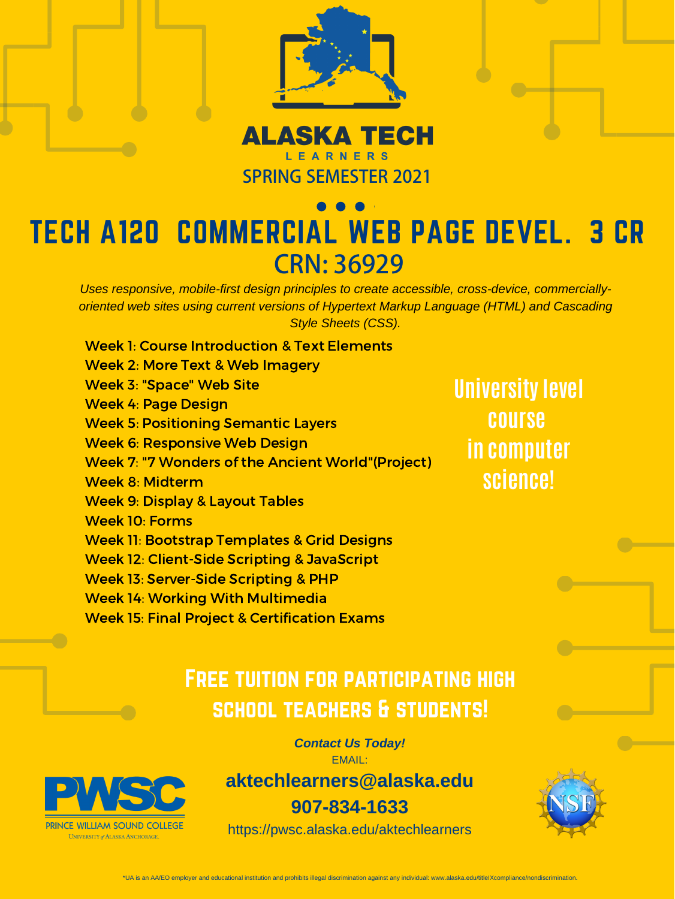# ALASKA TECH

LEARNERS

SPRING SEMESTER 2021

# TECH A120 COMMERCIAL WEB PAGE DEVEL. 3 CR

## CRN: 36929

*Uses responsive, mobile-first design principles to create accessible, cross-device, commercially-oriented web sites using current versions of Hypertext Markup Language (HTML) and Cascading Style Sheets (CSS).*

- Week 1: Course Introduction & Text Elements
- Week 2: More Text & Web Imagery
- Week 3: "Space" Web Site
- Week 4: Page Design
- Week 5: Positioning Semantic Layers
- Week 6: Responsive Web Design
- Week 7: "7 Wonders of the Ancient World"(Project)
- Week 8: Midterm
- Week 9: Display & Layout Tables
- Week 10: Forms
- Week 11: Bootstrap Templates & Grid Designs
- Week 12: Client-Side Scripting & JavaScript
- Week 13: Server-Side Scripting & PHP
- Week 14: Working With Multimedia
- Week 15: Final Project & Certification Exams

**University level course in computer science!**

**FREE TUITION FOR PARTICIPATING HIGH SCHOOL TEACHERS & STUDENTS!**

***Contact Us Today!***

EMAIL:

**aktechlearners@alaska.edu**

**907-834-1633**

https://pwsc.alaska.edu/aktechlearners

PWSC PRINCE WILLIAM SOUND COLLEGE UNIVERSITY of ALASKA ANCHORAGE

NSF

*UA is an AA/EO employer and educational institution and prohibits illegal discrimination against any individual: www.alaska.edu/titleIXcompliance/nondiscrimination.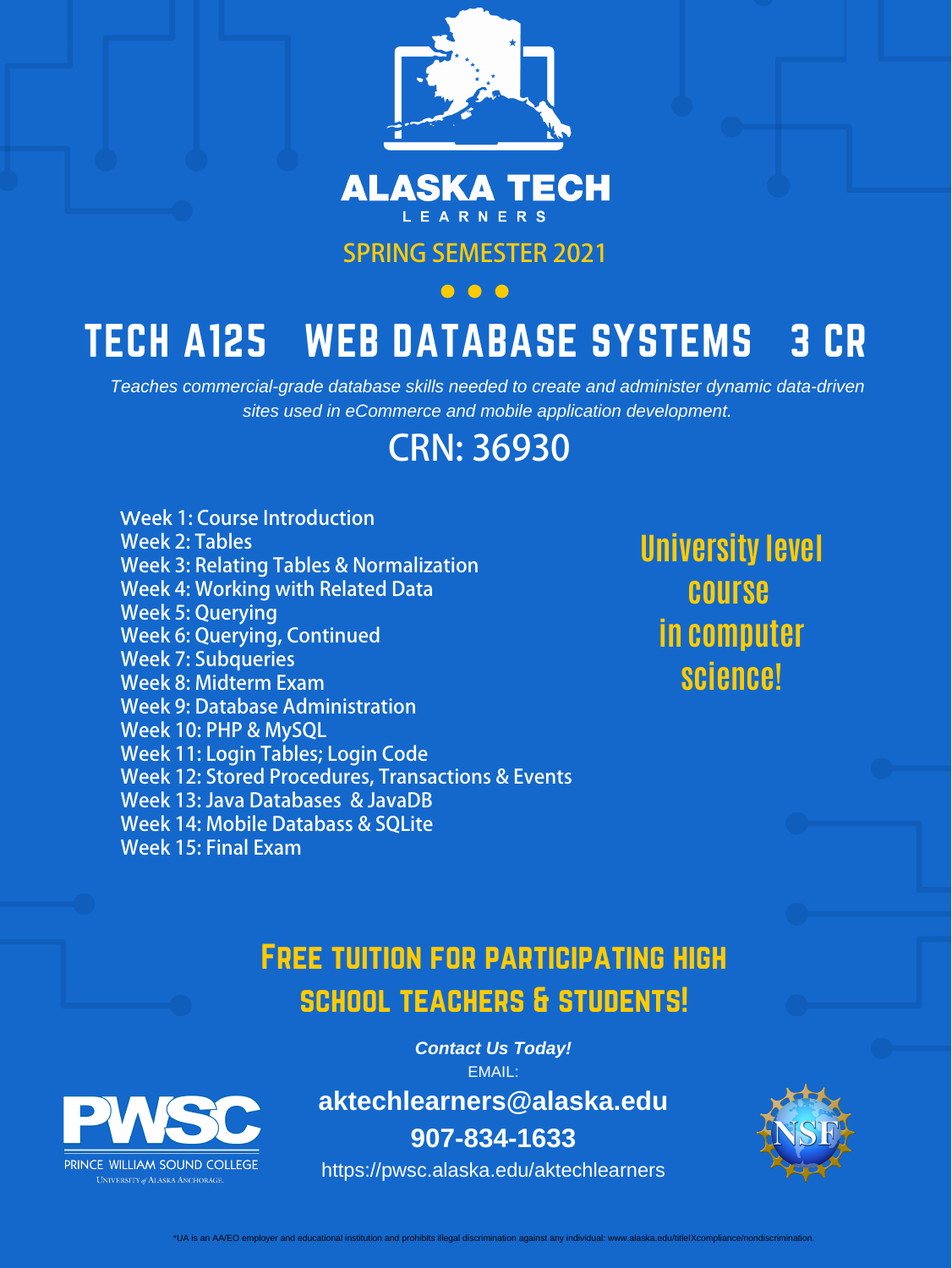# ALASKA TECH

LEARNERS

SPRING SEMESTER 2021

## TECH A125 WEB DATABASE SYSTEMS 3 CR

*Teaches commercial-grade database skills needed to create and administer dynamic data-driven sites used in eCommerce and mobile application development.*

## CRN: 36930

- Week 1: Course Introduction
- Week 2: Tables
- Week 3: Relating Tables & Normalization
- Week 4: Working with Related Data
- Week 5: Querying
- Week 6: Querying, Continued
- Week 7: Subqueries
- Week 8: Midterm Exam
- Week 9: Database Administration
- Week 10: PHP & MySQL
- Week 11: Login Tables; Login Code
- Week 12: Stored Procedures, Transactions & Events
- Week 13: Java Databases & JavaDB
- Week 14: Mobile Databass & SQLite
- Week 15: Final Exam

University level course in computer science!

## FREE TUITION FOR PARTICIPATING HIGH SCHOOL TEACHERS & STUDENTS!

***Contact Us Today!***

EMAIL:

**aktechlearners@alaska.edu**

**907-834-1633**

https://pwsc.alaska.edu/aktechlearners

PWSC

PRINCE WILLIAM SOUND COLLEGE

UNIVERSITY of ALASKA ANCHORAGE

NSF

*UA is an AA/EO employer and educational institution and prohibits illegal discrimination against any individual: www.alaska.edu/titleIXcompliance/nondiscrimination.